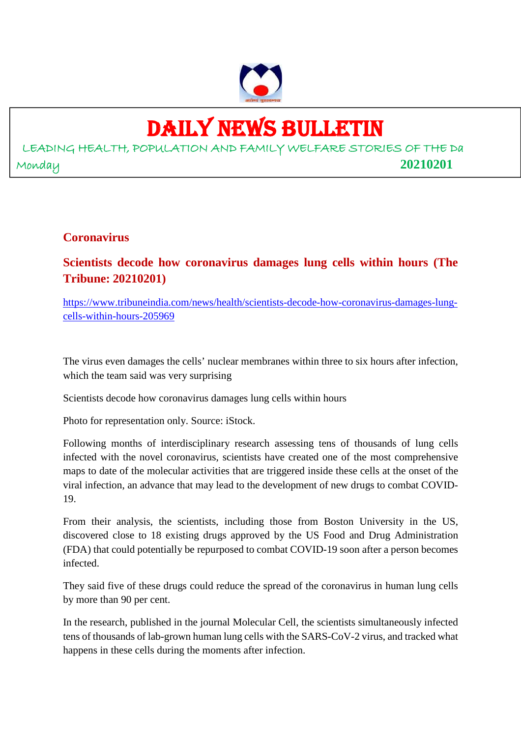# DAILY NEWS BULLETIN

LEADING HEALTH, POPULATION AND FAMILY WELFARE STORIES OF THE Da

Monday **20210201**

## Coronavirus

### Scientists decode how coronavirus damages lung cells within hours (The Tribune: 20210201)

https://www.tribuneindia.com/news/health/scientists-decode-how-coronavirus-damages-lung-cells-within-hours-205969

The virus even damages the cells' nuclear membranes within three to six hours after infection, which the team said was very surprising

Scientists decode how coronavirus damages lung cells within hours

Photo for representation only. Source: iStock.

Following months of interdisciplinary research assessing tens of thousands of lung cells infected with the novel coronavirus, scientists have created one of the most comprehensive maps to date of the molecular activities that are triggered inside these cells at the onset of the viral infection, an advance that may lead to the development of new drugs to combat COVID-19.

From their analysis, the scientists, including those from Boston University in the US, discovered close to 18 existing drugs approved by the US Food and Drug Administration (FDA) that could potentially be repurposed to combat COVID-19 soon after a person becomes infected.

They said five of these drugs could reduce the spread of the coronavirus in human lung cells by more than 90 per cent.

In the research, published in the journal Molecular Cell, the scientists simultaneously infected tens of thousands of lab-grown human lung cells with the SARS-CoV-2 virus, and tracked what happens in these cells during the moments after infection.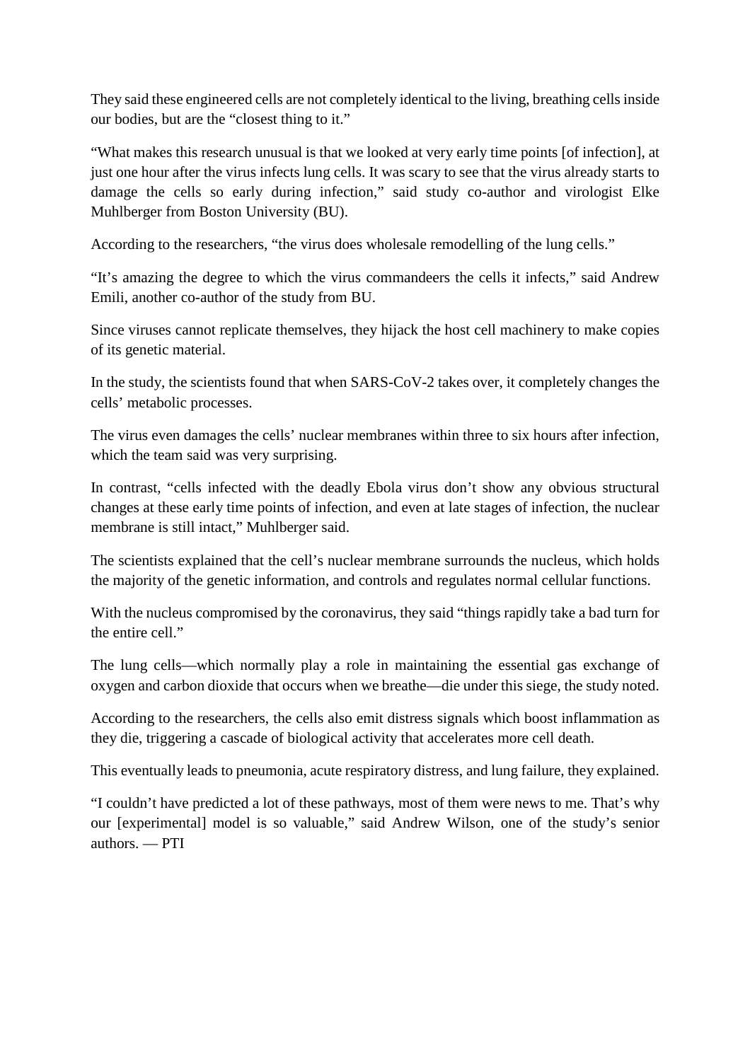They said these engineered cells are not completely identical to the living, breathing cells inside our bodies, but are the “closest thing to it.”

“What makes this research unusual is that we looked at very early time points [of infection], at just one hour after the virus infects lung cells. It was scary to see that the virus already starts to damage the cells so early during infection,” said study co-author and virologist Elke Muhlberger from Boston University (BU).

According to the researchers, “the virus does wholesale remodelling of the lung cells.”

“It’s amazing the degree to which the virus commandeers the cells it infects,” said Andrew Emili, another co-author of the study from BU.

Since viruses cannot replicate themselves, they hijack the host cell machinery to make copies of its genetic material.

In the study, the scientists found that when SARS-CoV-2 takes over, it completely changes the cells’ metabolic processes.

The virus even damages the cells’ nuclear membranes within three to six hours after infection, which the team said was very surprising.

In contrast, “cells infected with the deadly Ebola virus don’t show any obvious structural changes at these early time points of infection, and even at late stages of infection, the nuclear membrane is still intact,” Muhlberger said.

The scientists explained that the cell’s nuclear membrane surrounds the nucleus, which holds the majority of the genetic information, and controls and regulates normal cellular functions.

With the nucleus compromised by the coronavirus, they said “things rapidly take a bad turn for the entire cell.”

The lung cells—which normally play a role in maintaining the essential gas exchange of oxygen and carbon dioxide that occurs when we breathe—die under this siege, the study noted.

According to the researchers, the cells also emit distress signals which boost inflammation as they die, triggering a cascade of biological activity that accelerates more cell death.

This eventually leads to pneumonia, acute respiratory distress, and lung failure, they explained.

“I couldn’t have predicted a lot of these pathways, most of them were news to me. That’s why our [experimental] model is so valuable,” said Andrew Wilson, one of the study’s senior authors. — PTI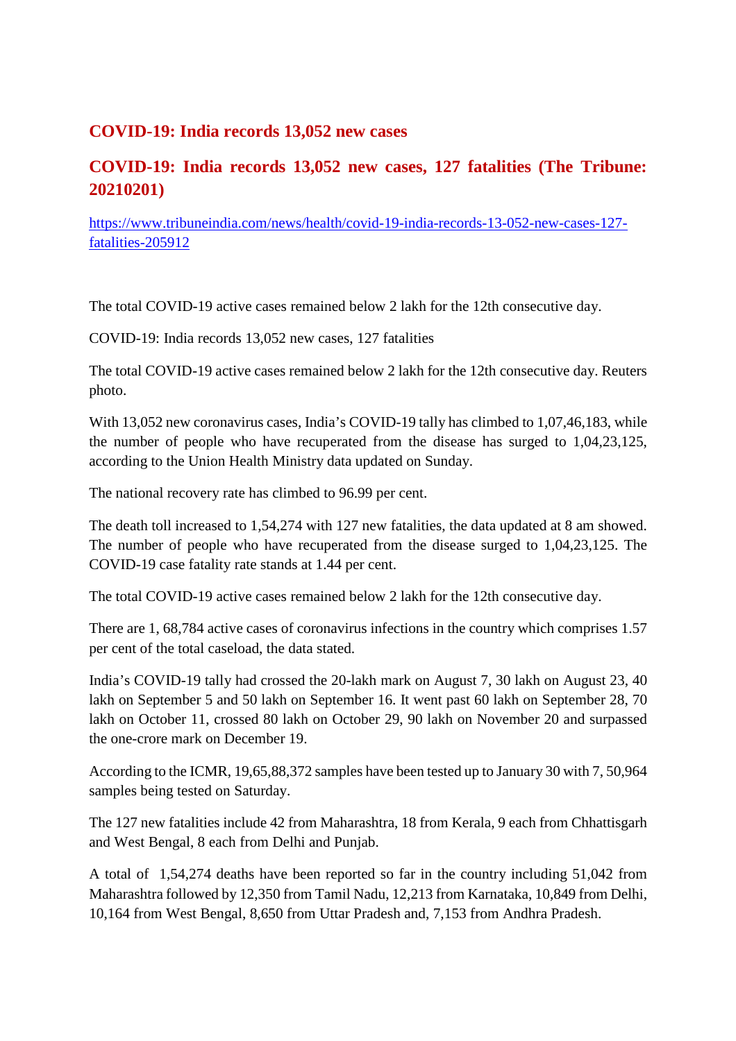## COVID-19: India records 13,052 new cases

## COVID-19: India records 13,052 new cases, 127 fatalities (The Tribune: 20210201)

https://www.tribuneindia.com/news/health/covid-19-india-records-13-052-new-cases-127-fatalities-205912

The total COVID-19 active cases remained below 2 lakh for the 12th consecutive day.

COVID-19: India records 13,052 new cases, 127 fatalities

The total COVID-19 active cases remained below 2 lakh for the 12th consecutive day. Reuters photo.

With 13,052 new coronavirus cases, India's COVID-19 tally has climbed to 1,07,46,183, while the number of people who have recuperated from the disease has surged to 1,04,23,125, according to the Union Health Ministry data updated on Sunday.

The national recovery rate has climbed to 96.99 per cent.

The death toll increased to 1,54,274 with 127 new fatalities, the data updated at 8 am showed. The number of people who have recuperated from the disease surged to 1,04,23,125. The COVID-19 case fatality rate stands at 1.44 per cent.

The total COVID-19 active cases remained below 2 lakh for the 12th consecutive day.

There are 1, 68,784 active cases of coronavirus infections in the country which comprises 1.57 per cent of the total caseload, the data stated.

India's COVID-19 tally had crossed the 20-lakh mark on August 7, 30 lakh on August 23, 40 lakh on September 5 and 50 lakh on September 16. It went past 60 lakh on September 28, 70 lakh on October 11, crossed 80 lakh on October 29, 90 lakh on November 20 and surpassed the one-crore mark on December 19.

According to the ICMR, 19,65,88,372 samples have been tested up to January 30 with 7, 50,964 samples being tested on Saturday.

The 127 new fatalities include 42 from Maharashtra, 18 from Kerala, 9 each from Chhattisgarh and West Bengal, 8 each from Delhi and Punjab.

A total of 1,54,274 deaths have been reported so far in the country including 51,042 from Maharashtra followed by 12,350 from Tamil Nadu, 12,213 from Karnataka, 10,849 from Delhi, 10,164 from West Bengal, 8,650 from Uttar Pradesh and, 7,153 from Andhra Pradesh.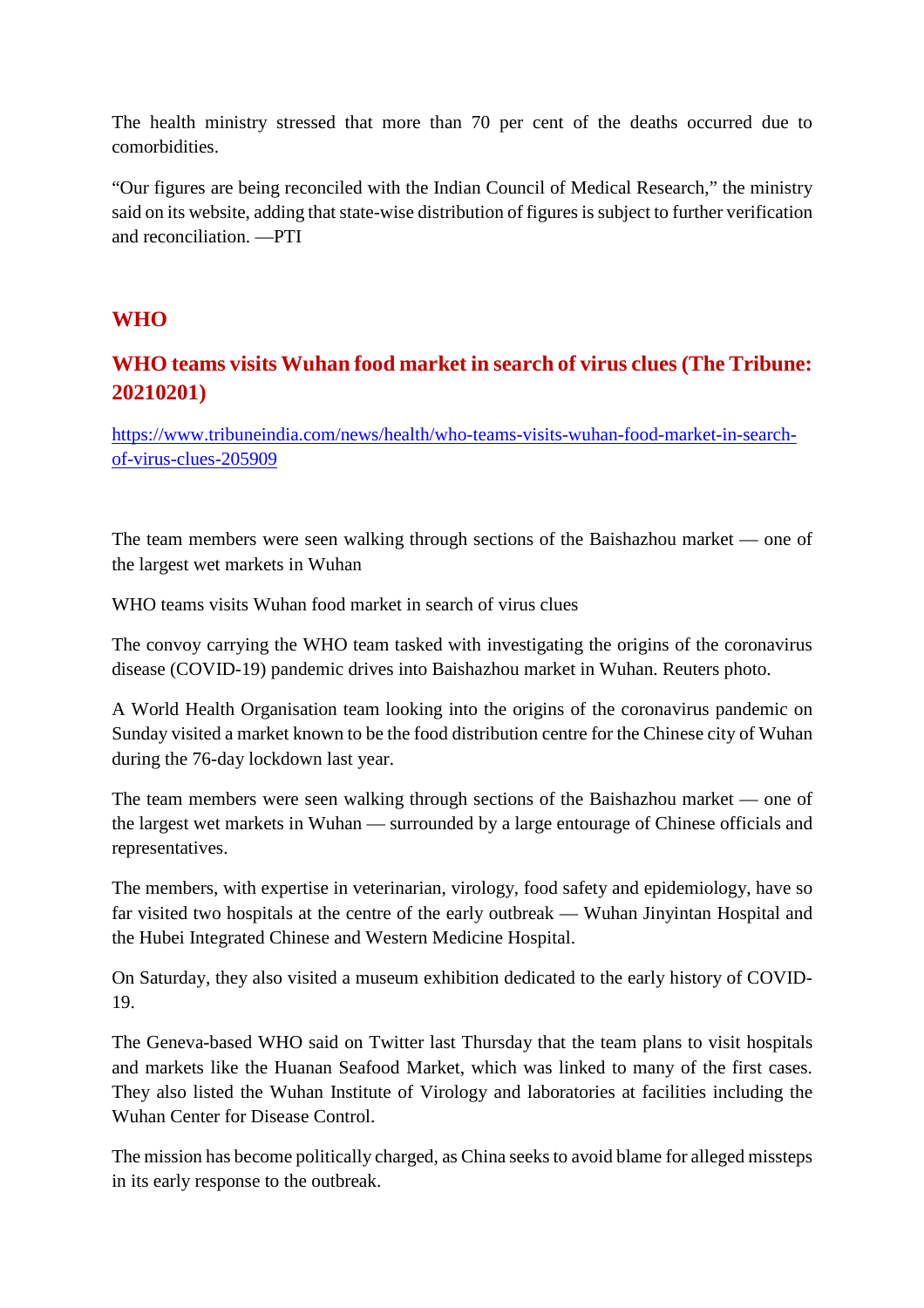The health ministry stressed that more than 70 per cent of the deaths occurred due to comorbidities.

"Our figures are being reconciled with the Indian Council of Medical Research," the ministry said on its website, adding that state-wise distribution of figures is subject to further verification and reconciliation. —PTI

## WHO

## WHO teams visits Wuhan food market in search of virus clues (The Tribune: 20210201)

https://www.tribuneindia.com/news/health/who-teams-visits-wuhan-food-market-in-search-of-virus-clues-205909

The team members were seen walking through sections of the Baishazhou market — one of the largest wet markets in Wuhan

WHO teams visits Wuhan food market in search of virus clues

The convoy carrying the WHO team tasked with investigating the origins of the coronavirus disease (COVID-19) pandemic drives into Baishazhou market in Wuhan. Reuters photo.

A World Health Organisation team looking into the origins of the coronavirus pandemic on Sunday visited a market known to be the food distribution centre for the Chinese city of Wuhan during the 76-day lockdown last year.

The team members were seen walking through sections of the Baishazhou market — one of the largest wet markets in Wuhan — surrounded by a large entourage of Chinese officials and representatives.

The members, with expertise in veterinarian, virology, food safety and epidemiology, have so far visited two hospitals at the centre of the early outbreak — Wuhan Jinyintan Hospital and the Hubei Integrated Chinese and Western Medicine Hospital.

On Saturday, they also visited a museum exhibition dedicated to the early history of COVID-19.

The Geneva-based WHO said on Twitter last Thursday that the team plans to visit hospitals and markets like the Huanan Seafood Market, which was linked to many of the first cases. They also listed the Wuhan Institute of Virology and laboratories at facilities including the Wuhan Center for Disease Control.

The mission has become politically charged, as China seeks to avoid blame for alleged missteps in its early response to the outbreak.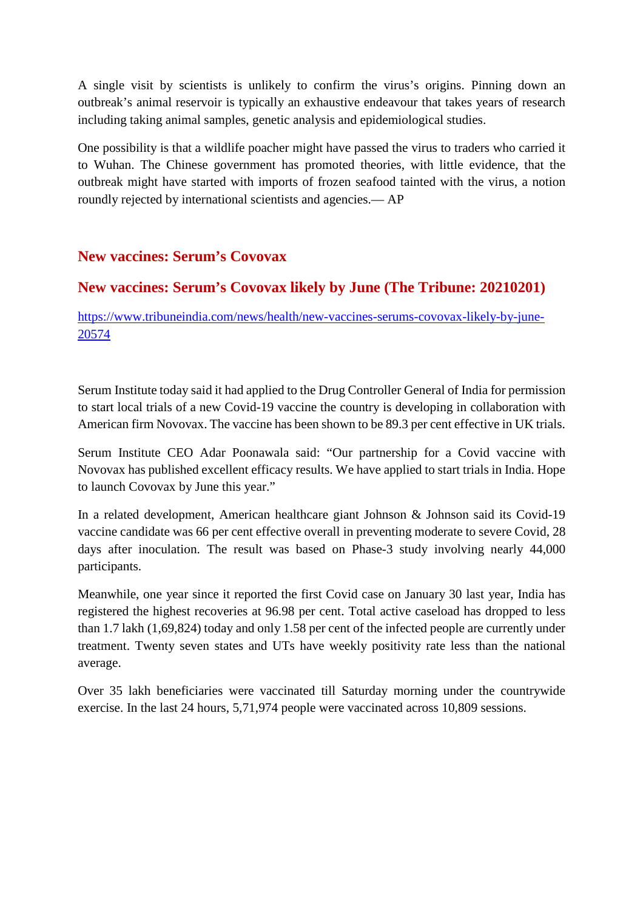A single visit by scientists is unlikely to confirm the virus's origins. Pinning down an outbreak's animal reservoir is typically an exhaustive endeavour that takes years of research including taking animal samples, genetic analysis and epidemiological studies.

One possibility is that a wildlife poacher might have passed the virus to traders who carried it to Wuhan. The Chinese government has promoted theories, with little evidence, that the outbreak might have started with imports of frozen seafood tainted with the virus, a notion roundly rejected by international scientists and agencies.— AP

## New vaccines: Serum's Covovax

## New vaccines: Serum's Covovax likely by June (The Tribune: 20210201)

https://www.tribuneindia.com/news/health/new-vaccines-serums-covovax-likely-by-june-20574

Serum Institute today said it had applied to the Drug Controller General of India for permission to start local trials of a new Covid-19 vaccine the country is developing in collaboration with American firm Novovax. The vaccine has been shown to be 89.3 per cent effective in UK trials.

Serum Institute CEO Adar Poonawala said: "Our partnership for a Covid vaccine with Novovax has published excellent efficacy results. We have applied to start trials in India. Hope to launch Covovax by June this year."

In a related development, American healthcare giant Johnson & Johnson said its Covid-19 vaccine candidate was 66 per cent effective overall in preventing moderate to severe Covid, 28 days after inoculation. The result was based on Phase-3 study involving nearly 44,000 participants.

Meanwhile, one year since it reported the first Covid case on January 30 last year, India has registered the highest recoveries at 96.98 per cent. Total active caseload has dropped to less than 1.7 lakh (1,69,824) today and only 1.58 per cent of the infected people are currently under treatment. Twenty seven states and UTs have weekly positivity rate less than the national average.

Over 35 lakh beneficiaries were vaccinated till Saturday morning under the countrywide exercise. In the last 24 hours, 5,71,974 people were vaccinated across 10,809 sessions.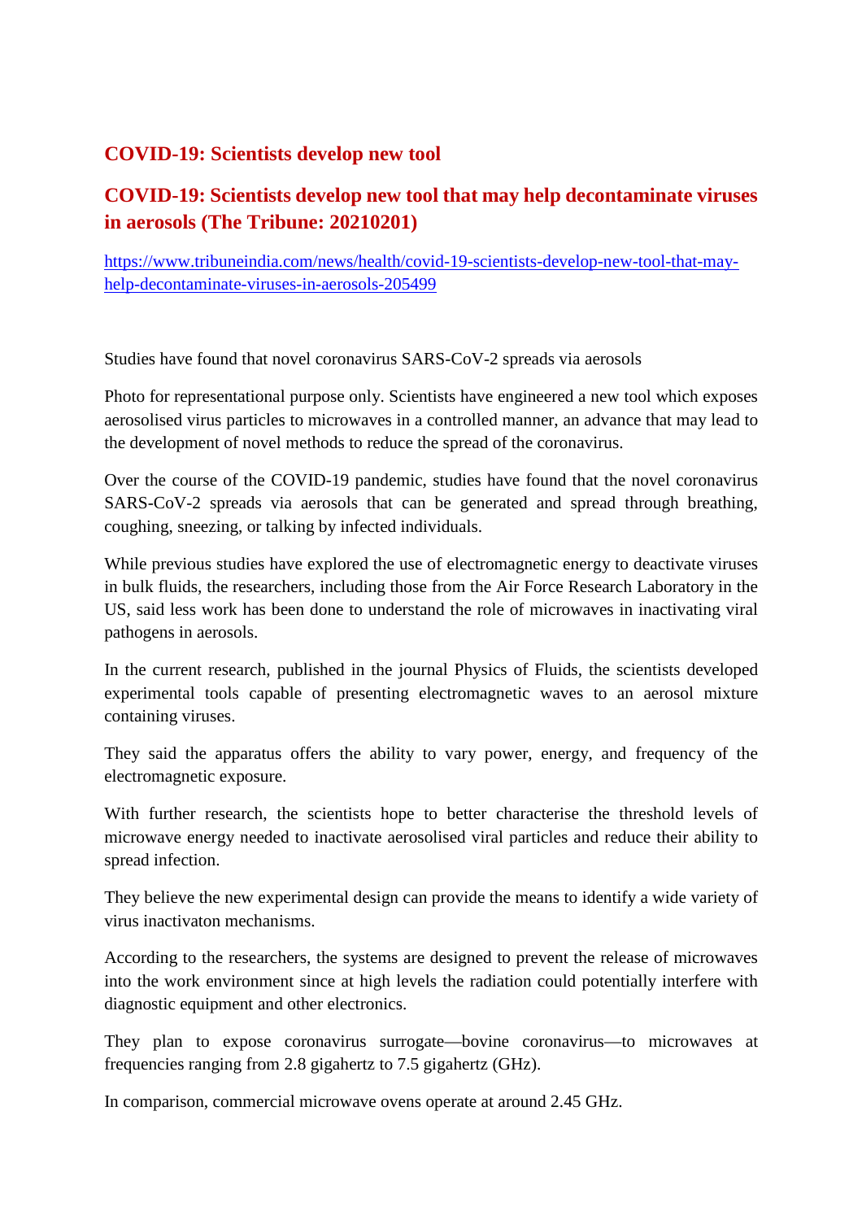## COVID-19: Scientists develop new tool

## COVID-19: Scientists develop new tool that may help decontaminate viruses in aerosols (The Tribune: 20210201)

https://www.tribuneindia.com/news/health/covid-19-scientists-develop-new-tool-that-may-help-decontaminate-viruses-in-aerosols-205499

Studies have found that novel coronavirus SARS-CoV-2 spreads via aerosols

Photo for representational purpose only. Scientists have engineered a new tool which exposes aerosolised virus particles to microwaves in a controlled manner, an advance that may lead to the development of novel methods to reduce the spread of the coronavirus.

Over the course of the COVID-19 pandemic, studies have found that the novel coronavirus SARS-CoV-2 spreads via aerosols that can be generated and spread through breathing, coughing, sneezing, or talking by infected individuals.

While previous studies have explored the use of electromagnetic energy to deactivate viruses in bulk fluids, the researchers, including those from the Air Force Research Laboratory in the US, said less work has been done to understand the role of microwaves in inactivating viral pathogens in aerosols.

In the current research, published in the journal Physics of Fluids, the scientists developed experimental tools capable of presenting electromagnetic waves to an aerosol mixture containing viruses.

They said the apparatus offers the ability to vary power, energy, and frequency of the electromagnetic exposure.

With further research, the scientists hope to better characterise the threshold levels of microwave energy needed to inactivate aerosolised viral particles and reduce their ability to spread infection.

They believe the new experimental design can provide the means to identify a wide variety of virus inactivaton mechanisms.

According to the researchers, the systems are designed to prevent the release of microwaves into the work environment since at high levels the radiation could potentially interfere with diagnostic equipment and other electronics.

They plan to expose coronavirus surrogate—bovine coronavirus—to microwaves at frequencies ranging from 2.8 gigahertz to 7.5 gigahertz (GHz).

In comparison, commercial microwave ovens operate at around 2.45 GHz.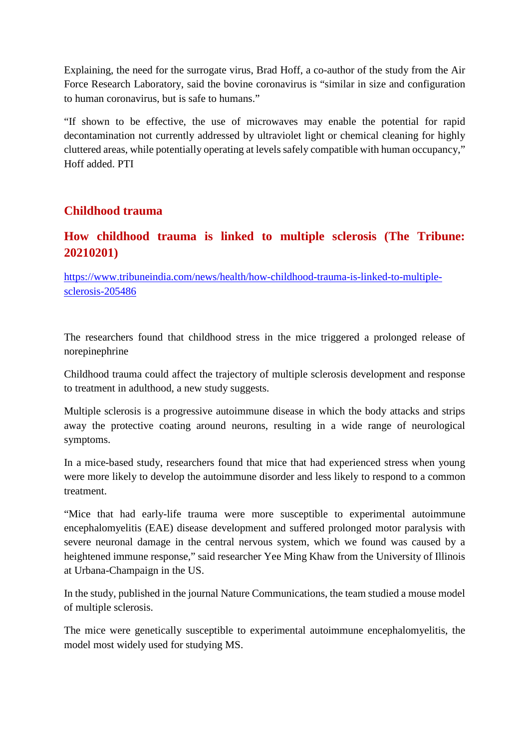Explaining, the need for the surrogate virus, Brad Hoff, a co-author of the study from the Air Force Research Laboratory, said the bovine coronavirus is "similar in size and configuration to human coronavirus, but is safe to humans."

"If shown to be effective, the use of microwaves may enable the potential for rapid decontamination not currently addressed by ultraviolet light or chemical cleaning for highly cluttered areas, while potentially operating at levels safely compatible with human occupancy," Hoff added. PTI

## Childhood trauma

## How childhood trauma is linked to multiple sclerosis (The Tribune: 20210201)

https://www.tribuneindia.com/news/health/how-childhood-trauma-is-linked-to-multiple-sclerosis-205486

The researchers found that childhood stress in the mice triggered a prolonged release of norepinephrine

Childhood trauma could affect the trajectory of multiple sclerosis development and response to treatment in adulthood, a new study suggests.

Multiple sclerosis is a progressive autoimmune disease in which the body attacks and strips away the protective coating around neurons, resulting in a wide range of neurological symptoms.

In a mice-based study, researchers found that mice that had experienced stress when young were more likely to develop the autoimmune disorder and less likely to respond to a common treatment.

"Mice that had early-life trauma were more susceptible to experimental autoimmune encephalomyelitis (EAE) disease development and suffered prolonged motor paralysis with severe neuronal damage in the central nervous system, which we found was caused by a heightened immune response," said researcher Yee Ming Khaw from the University of Illinois at Urbana-Champaign in the US.

In the study, published in the journal Nature Communications, the team studied a mouse model of multiple sclerosis.

The mice were genetically susceptible to experimental autoimmune encephalomyelitis, the model most widely used for studying MS.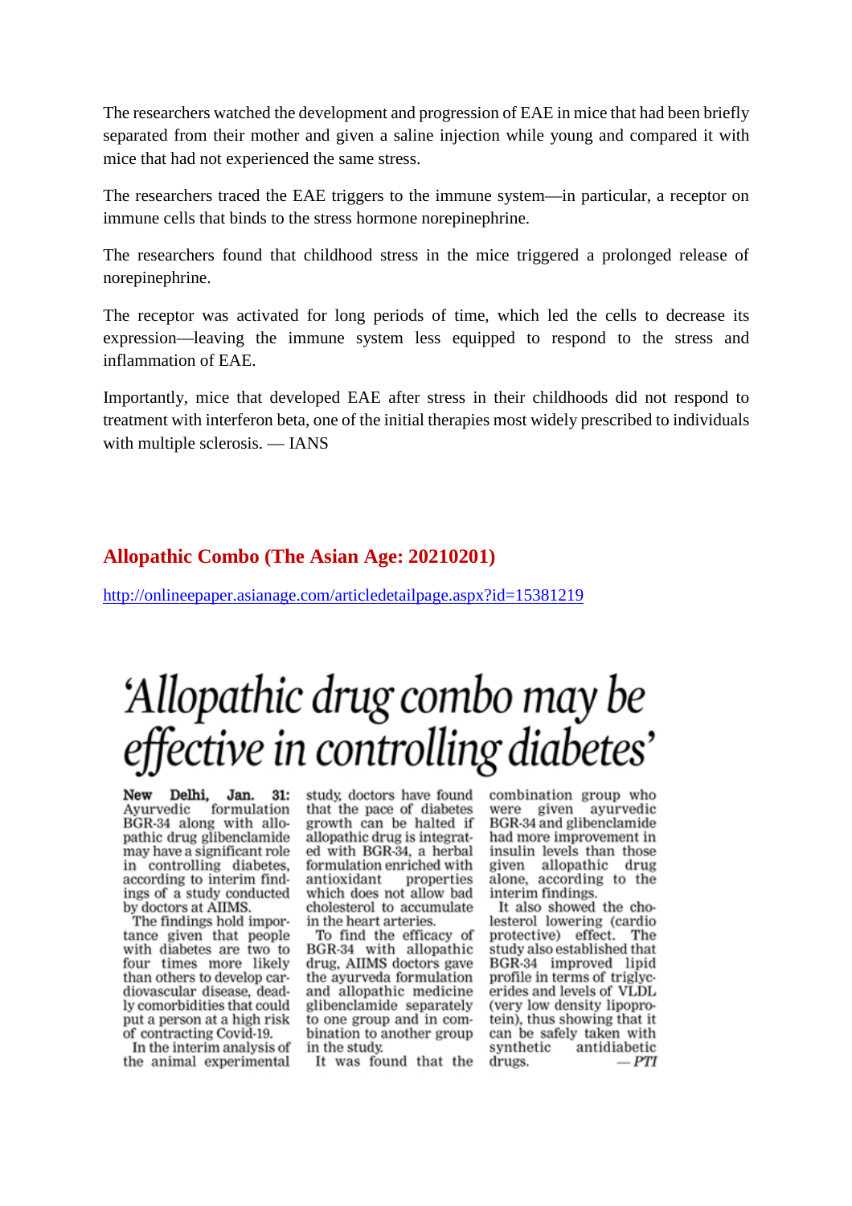The researchers watched the development and progression of EAE in mice that had been briefly separated from their mother and given a saline injection while young and compared it with mice that had not experienced the same stress.

The researchers traced the EAE triggers to the immune system—in particular, a receptor on immune cells that binds to the stress hormone norepinephrine.

The researchers found that childhood stress in the mice triggered a prolonged release of norepinephrine.

The receptor was activated for long periods of time, which led the cells to decrease its expression—leaving the immune system less equipped to respond to the stress and inflammation of EAE.

Importantly, mice that developed EAE after stress in their childhoods did not respond to treatment with interferon beta, one of the initial therapies most widely prescribed to individuals with multiple sclerosis. — IANS

## Allopathic Combo (The Asian Age: 20210201)

http://onlineepaper.asianage.com/articledetailpage.aspx?id=15381219

# 'Allopathic drug combo may be effective in controlling diabetes'

**New Delhi, Jan. 31:** Ayurvedic formulation BGR-34 along with allopathic drug glibenclamide may have a significant role in controlling diabetes, according to interim findings of a study conducted by doctors at AIIMS.

The findings hold importance given that people with diabetes are two to four times more likely than others to develop cardiovascular disease, deadly comorbidities that could put a person at a high risk of contracting Covid-19.

In the interim analysis of the animal experimental study, doctors have found that the pace of diabetes growth can be halted if allopathic drug is integrated with BGR-34, a herbal formulation enriched with antioxidant properties which does not allow bad cholesterol to accumulate in the heart arteries.

To find the efficacy of BGR-34 with allopathic drug, AIIMS doctors gave the ayurveda formulation and allopathic medicine glibenclamide separately to one group and in combination to another group in the study.

It was found that the combination group who were given ayurvedic BGR-34 and glibenclamide had more improvement in insulin levels than those given allopathic drug alone, according to the interim findings.

It also showed the cholesterol lowering (cardio protective) effect. The study also established that BGR-34 improved lipid profile in terms of triglycerides and levels of VLDL (very low density lipoprotein), thus showing that it can be safely taken with synthetic antidiabetic drugs. *— PTI*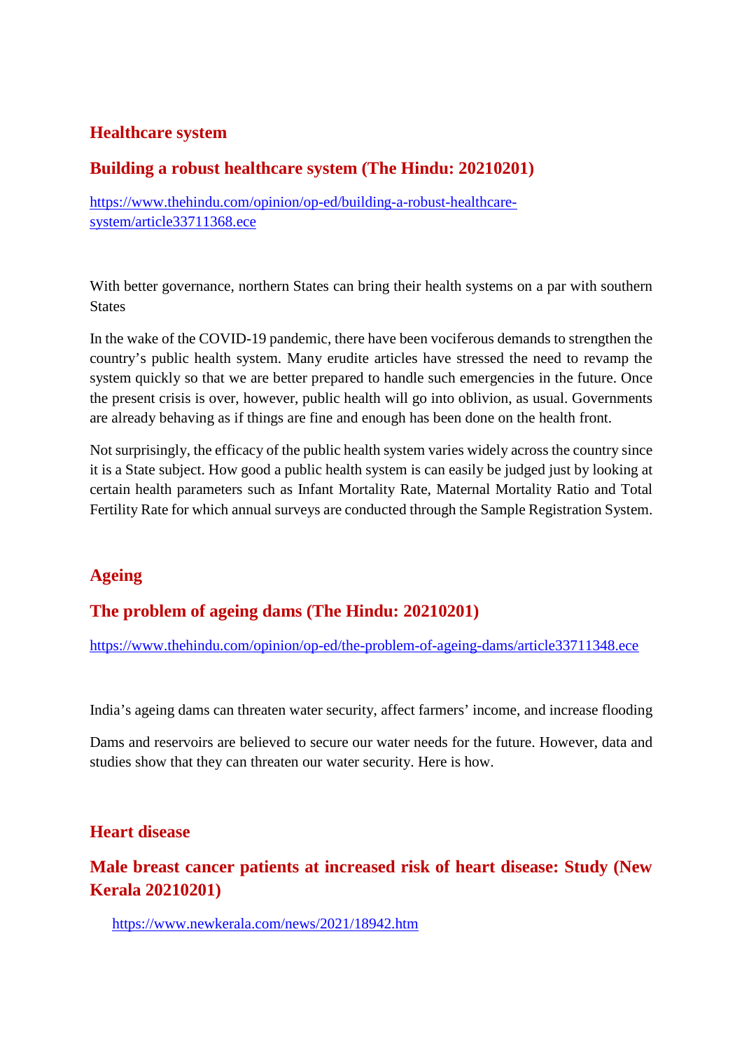## Healthcare system

### Building a robust healthcare system (The Hindu: 20210201)

https://www.thehindu.com/opinion/op-ed/building-a-robust-healthcare-system/article33711368.ece

With better governance, northern States can bring their health systems on a par with southern States

In the wake of the COVID-19 pandemic, there have been vociferous demands to strengthen the country's public health system. Many erudite articles have stressed the need to revamp the system quickly so that we are better prepared to handle such emergencies in the future. Once the present crisis is over, however, public health will go into oblivion, as usual. Governments are already behaving as if things are fine and enough has been done on the health front.

Not surprisingly, the efficacy of the public health system varies widely across the country since it is a State subject. How good a public health system is can easily be judged just by looking at certain health parameters such as Infant Mortality Rate, Maternal Mortality Ratio and Total Fertility Rate for which annual surveys are conducted through the Sample Registration System.

## Ageing

### The problem of ageing dams (The Hindu: 20210201)

https://www.thehindu.com/opinion/op-ed/the-problem-of-ageing-dams/article33711348.ece

India's ageing dams can threaten water security, affect farmers' income, and increase flooding

Dams and reservoirs are believed to secure our water needs for the future. However, data and studies show that they can threaten our water security. Here is how.

## Heart disease

### Male breast cancer patients at increased risk of heart disease: Study (New Kerala 20210201)

https://www.newkerala.com/news/2021/18942.htm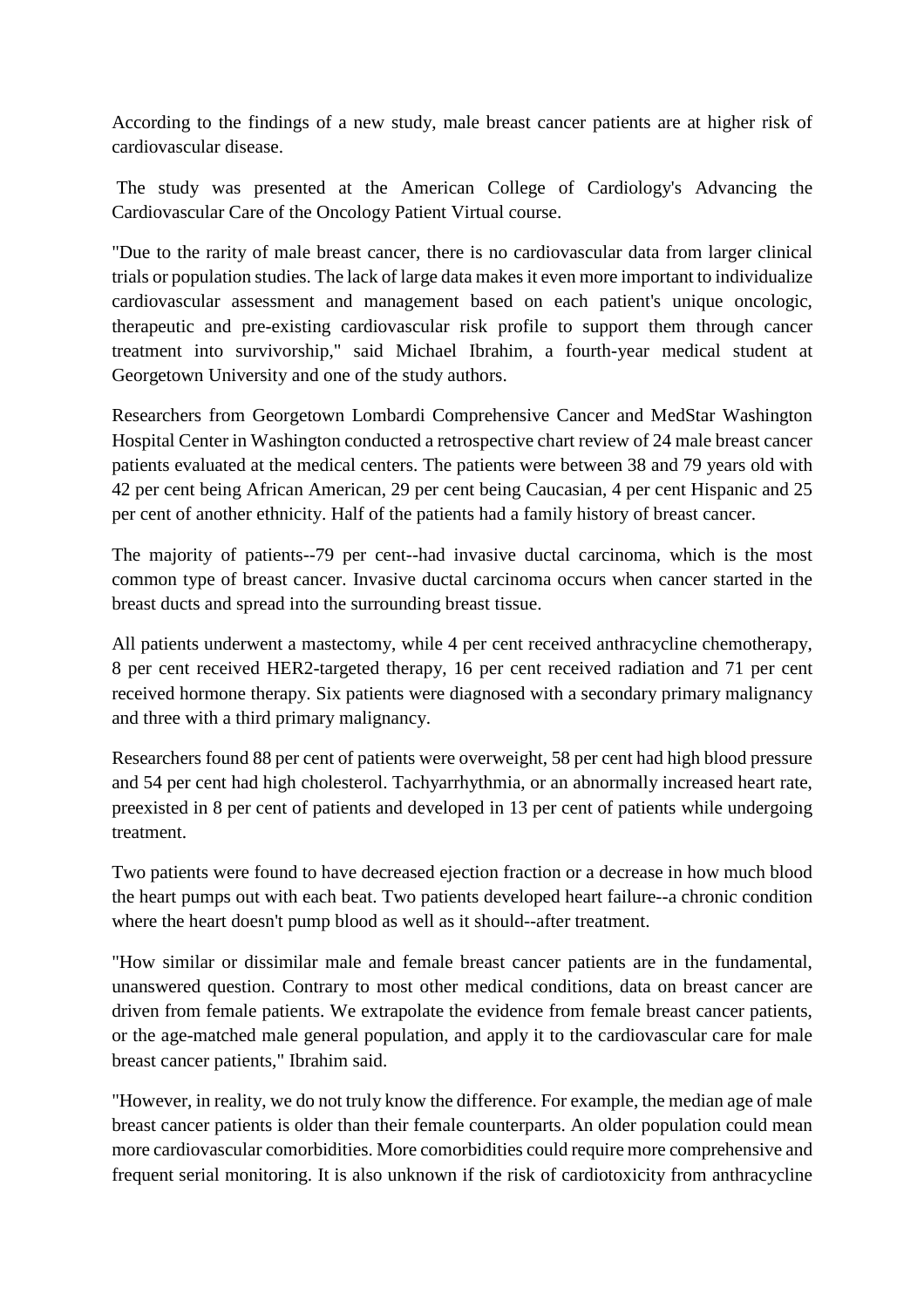According to the findings of a new study, male breast cancer patients are at higher risk of cardiovascular disease.

The study was presented at the American College of Cardiology's Advancing the Cardiovascular Care of the Oncology Patient Virtual course.

"Due to the rarity of male breast cancer, there is no cardiovascular data from larger clinical trials or population studies. The lack of large data makes it even more important to individualize cardiovascular assessment and management based on each patient's unique oncologic, therapeutic and pre-existing cardiovascular risk profile to support them through cancer treatment into survivorship," said Michael Ibrahim, a fourth-year medical student at Georgetown University and one of the study authors.

Researchers from Georgetown Lombardi Comprehensive Cancer and MedStar Washington Hospital Center in Washington conducted a retrospective chart review of 24 male breast cancer patients evaluated at the medical centers. The patients were between 38 and 79 years old with 42 per cent being African American, 29 per cent being Caucasian, 4 per cent Hispanic and 25 per cent of another ethnicity. Half of the patients had a family history of breast cancer.

The majority of patients--79 per cent--had invasive ductal carcinoma, which is the most common type of breast cancer. Invasive ductal carcinoma occurs when cancer started in the breast ducts and spread into the surrounding breast tissue.

All patients underwent a mastectomy, while 4 per cent received anthracycline chemotherapy, 8 per cent received HER2-targeted therapy, 16 per cent received radiation and 71 per cent received hormone therapy. Six patients were diagnosed with a secondary primary malignancy and three with a third primary malignancy.

Researchers found 88 per cent of patients were overweight, 58 per cent had high blood pressure and 54 per cent had high cholesterol. Tachyarrhythmia, or an abnormally increased heart rate, preexisted in 8 per cent of patients and developed in 13 per cent of patients while undergoing treatment.

Two patients were found to have decreased ejection fraction or a decrease in how much blood the heart pumps out with each beat. Two patients developed heart failure--a chronic condition where the heart doesn't pump blood as well as it should--after treatment.

"How similar or dissimilar male and female breast cancer patients are in the fundamental, unanswered question. Contrary to most other medical conditions, data on breast cancer are driven from female patients. We extrapolate the evidence from female breast cancer patients, or the age-matched male general population, and apply it to the cardiovascular care for male breast cancer patients," Ibrahim said.

"However, in reality, we do not truly know the difference. For example, the median age of male breast cancer patients is older than their female counterparts. An older population could mean more cardiovascular comorbidities. More comorbidities could require more comprehensive and frequent serial monitoring. It is also unknown if the risk of cardiotoxicity from anthracycline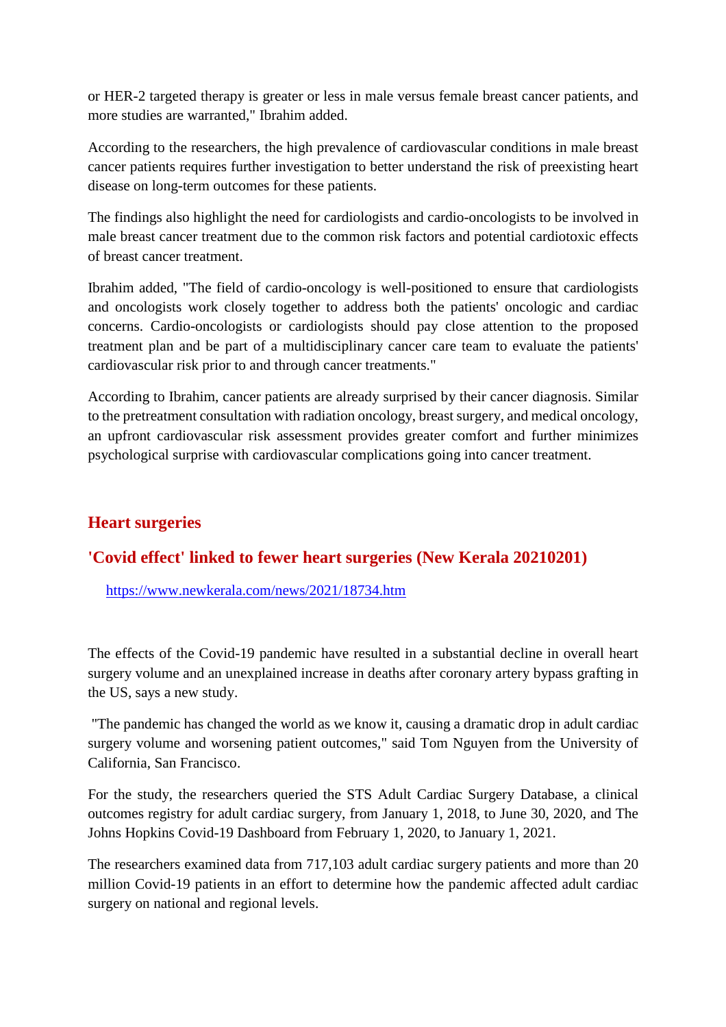or HER-2 targeted therapy is greater or less in male versus female breast cancer patients, and more studies are warranted," Ibrahim added.

According to the researchers, the high prevalence of cardiovascular conditions in male breast cancer patients requires further investigation to better understand the risk of preexisting heart disease on long-term outcomes for these patients.

The findings also highlight the need for cardiologists and cardio-oncologists to be involved in male breast cancer treatment due to the common risk factors and potential cardiotoxic effects of breast cancer treatment.

Ibrahim added, "The field of cardio-oncology is well-positioned to ensure that cardiologists and oncologists work closely together to address both the patients' oncologic and cardiac concerns. Cardio-oncologists or cardiologists should pay close attention to the proposed treatment plan and be part of a multidisciplinary cancer care team to evaluate the patients' cardiovascular risk prior to and through cancer treatments."

According to Ibrahim, cancer patients are already surprised by their cancer diagnosis. Similar to the pretreatment consultation with radiation oncology, breast surgery, and medical oncology, an upfront cardiovascular risk assessment provides greater comfort and further minimizes psychological surprise with cardiovascular complications going into cancer treatment.

## Heart surgeries

### 'Covid effect' linked to fewer heart surgeries (New Kerala 20210201)

https://www.newkerala.com/news/2021/18734.htm

The effects of the Covid-19 pandemic have resulted in a substantial decline in overall heart surgery volume and an unexplained increase in deaths after coronary artery bypass grafting in the US, says a new study.

"The pandemic has changed the world as we know it, causing a dramatic drop in adult cardiac surgery volume and worsening patient outcomes," said Tom Nguyen from the University of California, San Francisco.

For the study, the researchers queried the STS Adult Cardiac Surgery Database, a clinical outcomes registry for adult cardiac surgery, from January 1, 2018, to June 30, 2020, and The Johns Hopkins Covid-19 Dashboard from February 1, 2020, to January 1, 2021.

The researchers examined data from 717,103 adult cardiac surgery patients and more than 20 million Covid-19 patients in an effort to determine how the pandemic affected adult cardiac surgery on national and regional levels.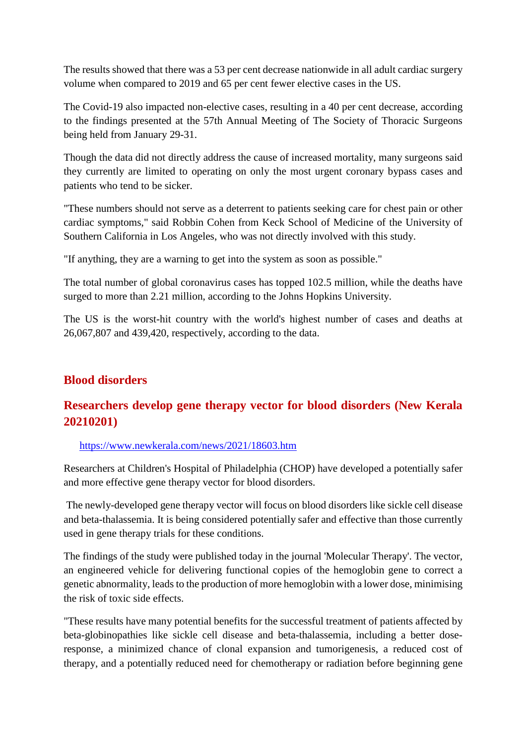The results showed that there was a 53 per cent decrease nationwide in all adult cardiac surgery volume when compared to 2019 and 65 per cent fewer elective cases in the US.

The Covid-19 also impacted non-elective cases, resulting in a 40 per cent decrease, according to the findings presented at the 57th Annual Meeting of The Society of Thoracic Surgeons being held from January 29-31.

Though the data did not directly address the cause of increased mortality, many surgeons said they currently are limited to operating on only the most urgent coronary bypass cases and patients who tend to be sicker.

"These numbers should not serve as a deterrent to patients seeking care for chest pain or other cardiac symptoms," said Robbin Cohen from Keck School of Medicine of the University of Southern California in Los Angeles, who was not directly involved with this study.

"If anything, they are a warning to get into the system as soon as possible."

The total number of global coronavirus cases has topped 102.5 million, while the deaths have surged to more than 2.21 million, according to the Johns Hopkins University.

The US is the worst-hit country with the world's highest number of cases and deaths at 26,067,807 and 439,420, respectively, according to the data.

## Blood disorders

### Researchers develop gene therapy vector for blood disorders (New Kerala 20210201)

https://www.newkerala.com/news/2021/18603.htm

Researchers at Children's Hospital of Philadelphia (CHOP) have developed a potentially safer and more effective gene therapy vector for blood disorders.

The newly-developed gene therapy vector will focus on blood disorders like sickle cell disease and beta-thalassemia. It is being considered potentially safer and effective than those currently used in gene therapy trials for these conditions.

The findings of the study were published today in the journal 'Molecular Therapy'. The vector, an engineered vehicle for delivering functional copies of the hemoglobin gene to correct a genetic abnormality, leads to the production of more hemoglobin with a lower dose, minimising the risk of toxic side effects.

"These results have many potential benefits for the successful treatment of patients affected by beta-globinopathies like sickle cell disease and beta-thalassemia, including a better dose-response, a minimized chance of clonal expansion and tumorigenesis, a reduced cost of therapy, and a potentially reduced need for chemotherapy or radiation before beginning gene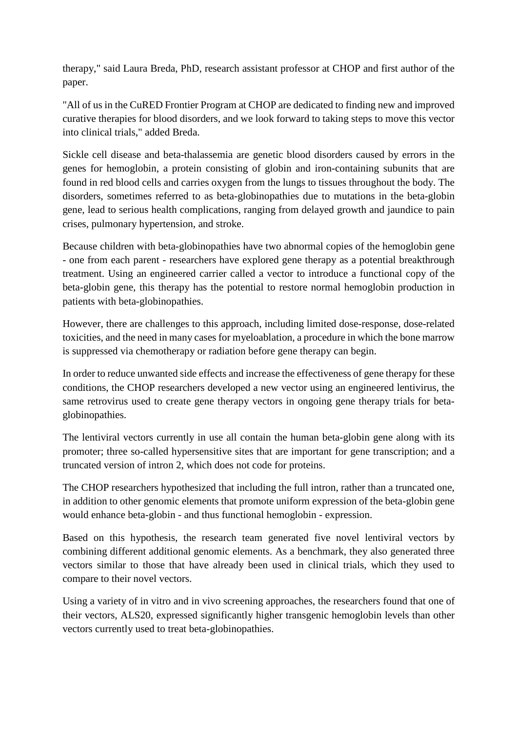therapy," said Laura Breda, PhD, research assistant professor at CHOP and first author of the paper.

"All of us in the CuRED Frontier Program at CHOP are dedicated to finding new and improved curative therapies for blood disorders, and we look forward to taking steps to move this vector into clinical trials," added Breda.

Sickle cell disease and beta-thalassemia are genetic blood disorders caused by errors in the genes for hemoglobin, a protein consisting of globin and iron-containing subunits that are found in red blood cells and carries oxygen from the lungs to tissues throughout the body. The disorders, sometimes referred to as beta-globinopathies due to mutations in the beta-globin gene, lead to serious health complications, ranging from delayed growth and jaundice to pain crises, pulmonary hypertension, and stroke.

Because children with beta-globinopathies have two abnormal copies of the hemoglobin gene - one from each parent - researchers have explored gene therapy as a potential breakthrough treatment. Using an engineered carrier called a vector to introduce a functional copy of the beta-globin gene, this therapy has the potential to restore normal hemoglobin production in patients with beta-globinopathies.

However, there are challenges to this approach, including limited dose-response, dose-related toxicities, and the need in many cases for myeloablation, a procedure in which the bone marrow is suppressed via chemotherapy or radiation before gene therapy can begin.

In order to reduce unwanted side effects and increase the effectiveness of gene therapy for these conditions, the CHOP researchers developed a new vector using an engineered lentivirus, the same retrovirus used to create gene therapy vectors in ongoing gene therapy trials for beta-globinopathies.

The lentiviral vectors currently in use all contain the human beta-globin gene along with its promoter; three so-called hypersensitive sites that are important for gene transcription; and a truncated version of intron 2, which does not code for proteins.

The CHOP researchers hypothesized that including the full intron, rather than a truncated one, in addition to other genomic elements that promote uniform expression of the beta-globin gene would enhance beta-globin - and thus functional hemoglobin - expression.

Based on this hypothesis, the research team generated five novel lentiviral vectors by combining different additional genomic elements. As a benchmark, they also generated three vectors similar to those that have already been used in clinical trials, which they used to compare to their novel vectors.

Using a variety of in vitro and in vivo screening approaches, the researchers found that one of their vectors, ALS20, expressed significantly higher transgenic hemoglobin levels than other vectors currently used to treat beta-globinopathies.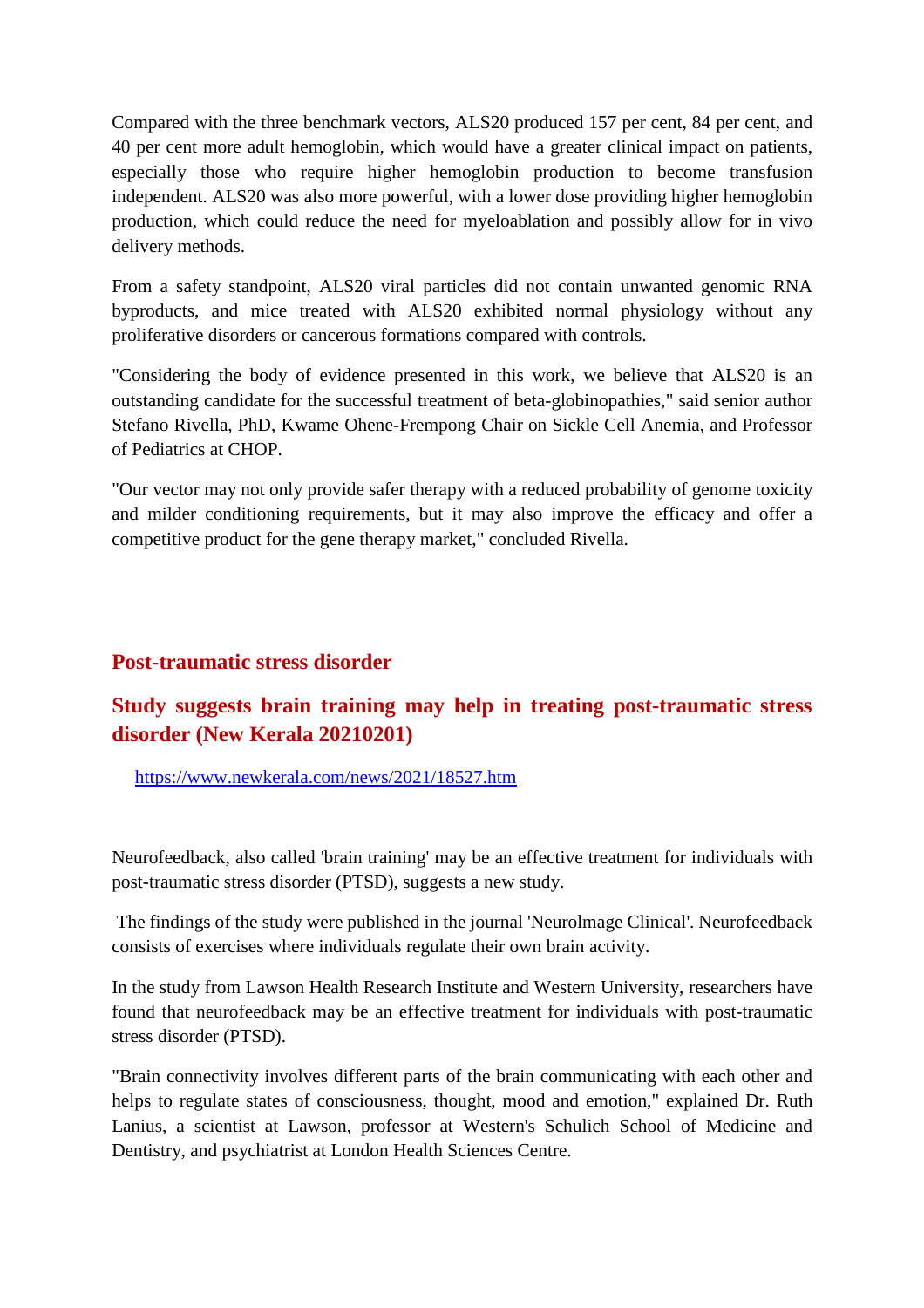Compared with the three benchmark vectors, ALS20 produced 157 per cent, 84 per cent, and 40 per cent more adult hemoglobin, which would have a greater clinical impact on patients, especially those who require higher hemoglobin production to become transfusion independent. ALS20 was also more powerful, with a lower dose providing higher hemoglobin production, which could reduce the need for myeloablation and possibly allow for in vivo delivery methods.

From a safety standpoint, ALS20 viral particles did not contain unwanted genomic RNA byproducts, and mice treated with ALS20 exhibited normal physiology without any proliferative disorders or cancerous formations compared with controls.

"Considering the body of evidence presented in this work, we believe that ALS20 is an outstanding candidate for the successful treatment of beta-globinopathies," said senior author Stefano Rivella, PhD, Kwame Ohene-Frempong Chair on Sickle Cell Anemia, and Professor of Pediatrics at CHOP.

"Our vector may not only provide safer therapy with a reduced probability of genome toxicity and milder conditioning requirements, but it may also improve the efficacy and offer a competitive product for the gene therapy market," concluded Rivella.

## Post-traumatic stress disorder

## Study suggests brain training may help in treating post-traumatic stress disorder (New Kerala 20210201)

https://www.newkerala.com/news/2021/18527.htm

Neurofeedback, also called 'brain training' may be an effective treatment for individuals with post-traumatic stress disorder (PTSD), suggests a new study.

The findings of the study were published in the journal 'NeuroImage Clinical'. Neurofeedback consists of exercises where individuals regulate their own brain activity.

In the study from Lawson Health Research Institute and Western University, researchers have found that neurofeedback may be an effective treatment for individuals with post-traumatic stress disorder (PTSD).

"Brain connectivity involves different parts of the brain communicating with each other and helps to regulate states of consciousness, thought, mood and emotion," explained Dr. Ruth Lanius, a scientist at Lawson, professor at Western's Schulich School of Medicine and Dentistry, and psychiatrist at London Health Sciences Centre.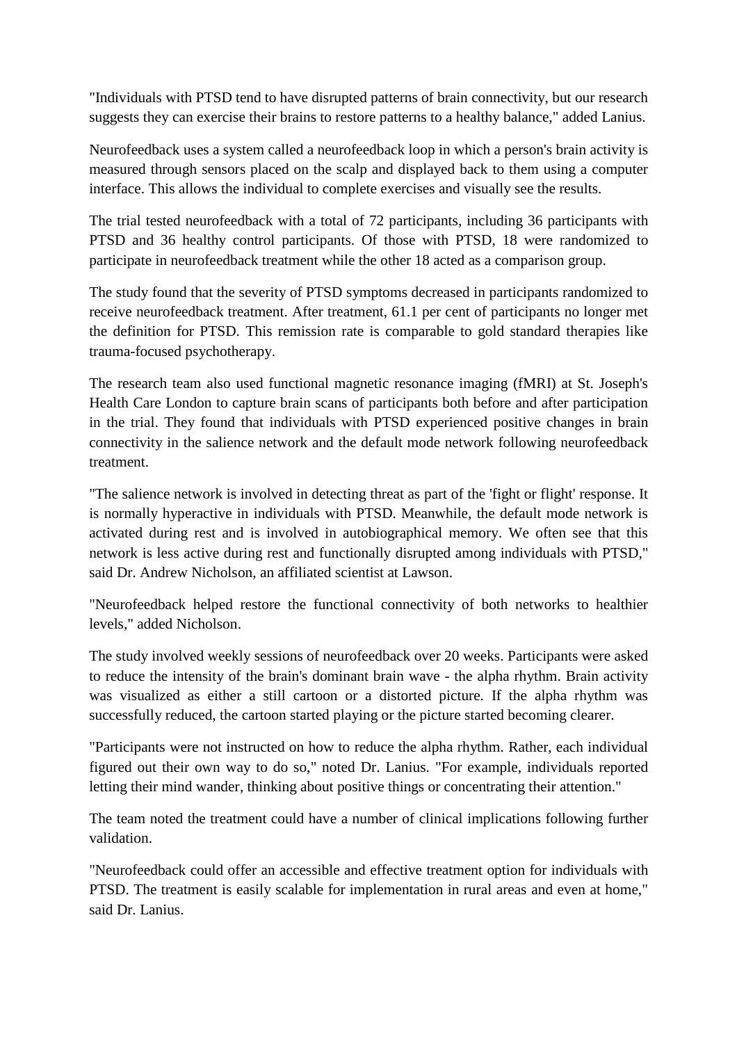"Individuals with PTSD tend to have disrupted patterns of brain connectivity, but our research suggests they can exercise their brains to restore patterns to a healthy balance," added Lanius.

Neurofeedback uses a system called a neurofeedback loop in which a person's brain activity is measured through sensors placed on the scalp and displayed back to them using a computer interface. This allows the individual to complete exercises and visually see the results.

The trial tested neurofeedback with a total of 72 participants, including 36 participants with PTSD and 36 healthy control participants. Of those with PTSD, 18 were randomized to participate in neurofeedback treatment while the other 18 acted as a comparison group.

The study found that the severity of PTSD symptoms decreased in participants randomized to receive neurofeedback treatment. After treatment, 61.1 per cent of participants no longer met the definition for PTSD. This remission rate is comparable to gold standard therapies like trauma-focused psychotherapy.

The research team also used functional magnetic resonance imaging (fMRI) at St. Joseph's Health Care London to capture brain scans of participants both before and after participation in the trial. They found that individuals with PTSD experienced positive changes in brain connectivity in the salience network and the default mode network following neurofeedback treatment.

"The salience network is involved in detecting threat as part of the 'fight or flight' response. It is normally hyperactive in individuals with PTSD. Meanwhile, the default mode network is activated during rest and is involved in autobiographical memory. We often see that this network is less active during rest and functionally disrupted among individuals with PTSD," said Dr. Andrew Nicholson, an affiliated scientist at Lawson.

"Neurofeedback helped restore the functional connectivity of both networks to healthier levels," added Nicholson.

The study involved weekly sessions of neurofeedback over 20 weeks. Participants were asked to reduce the intensity of the brain's dominant brain wave - the alpha rhythm. Brain activity was visualized as either a still cartoon or a distorted picture. If the alpha rhythm was successfully reduced, the cartoon started playing or the picture started becoming clearer.

"Participants were not instructed on how to reduce the alpha rhythm. Rather, each individual figured out their own way to do so," noted Dr. Lanius. "For example, individuals reported letting their mind wander, thinking about positive things or concentrating their attention."

The team noted the treatment could have a number of clinical implications following further validation.

"Neurofeedback could offer an accessible and effective treatment option for individuals with PTSD. The treatment is easily scalable for implementation in rural areas and even at home," said Dr. Lanius.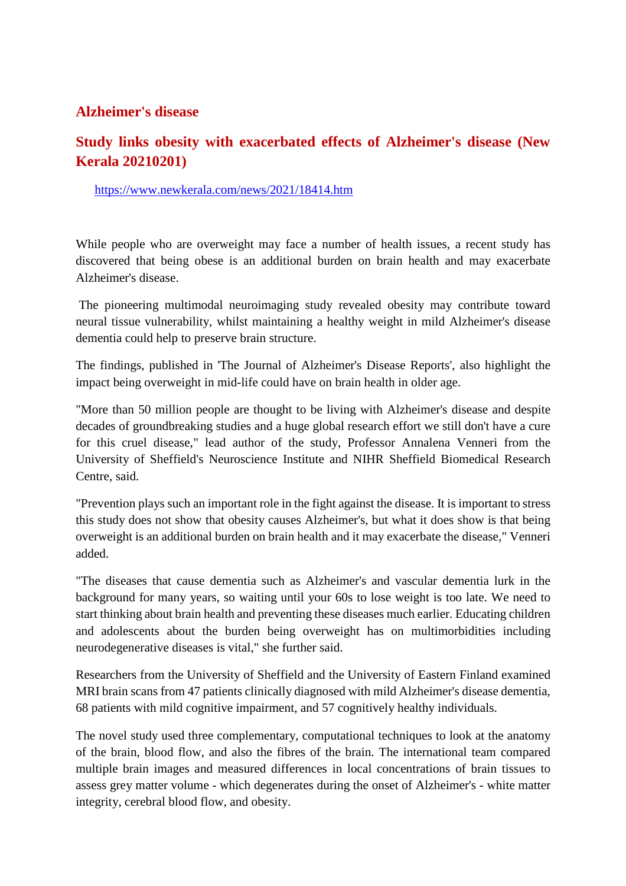## Alzheimer's disease

## Study links obesity with exacerbated effects of Alzheimer's disease (New Kerala 20210201)

https://www.newkerala.com/news/2021/18414.htm

While people who are overweight may face a number of health issues, a recent study has discovered that being obese is an additional burden on brain health and may exacerbate Alzheimer's disease.

The pioneering multimodal neuroimaging study revealed obesity may contribute toward neural tissue vulnerability, whilst maintaining a healthy weight in mild Alzheimer's disease dementia could help to preserve brain structure.

The findings, published in 'The Journal of Alzheimer's Disease Reports', also highlight the impact being overweight in mid-life could have on brain health in older age.

"More than 50 million people are thought to be living with Alzheimer's disease and despite decades of groundbreaking studies and a huge global research effort we still don't have a cure for this cruel disease," lead author of the study, Professor Annalena Venneri from the University of Sheffield's Neuroscience Institute and NIHR Sheffield Biomedical Research Centre, said.

"Prevention plays such an important role in the fight against the disease. It is important to stress this study does not show that obesity causes Alzheimer's, but what it does show is that being overweight is an additional burden on brain health and it may exacerbate the disease," Venneri added.

"The diseases that cause dementia such as Alzheimer's and vascular dementia lurk in the background for many years, so waiting until your 60s to lose weight is too late. We need to start thinking about brain health and preventing these diseases much earlier. Educating children and adolescents about the burden being overweight has on multimorbidities including neurodegenerative diseases is vital," she further said.

Researchers from the University of Sheffield and the University of Eastern Finland examined MRI brain scans from 47 patients clinically diagnosed with mild Alzheimer's disease dementia, 68 patients with mild cognitive impairment, and 57 cognitively healthy individuals.

The novel study used three complementary, computational techniques to look at the anatomy of the brain, blood flow, and also the fibres of the brain. The international team compared multiple brain images and measured differences in local concentrations of brain tissues to assess grey matter volume - which degenerates during the onset of Alzheimer's - white matter integrity, cerebral blood flow, and obesity.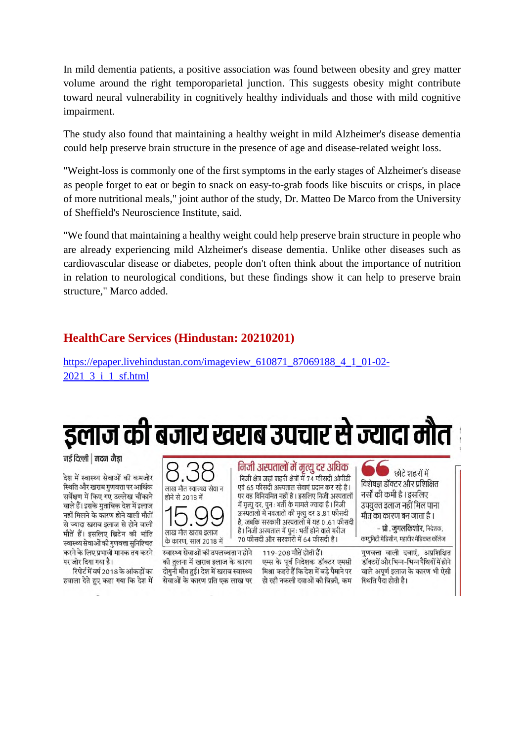In mild dementia patients, a positive association was found between obesity and grey matter volume around the right temporoparietal junction. This suggests obesity might contribute toward neural vulnerability in cognitively healthy individuals and those with mild cognitive impairment.

The study also found that maintaining a healthy weight in mild Alzheimer's disease dementia could help preserve brain structure in the presence of age and disease-related weight loss.

"Weight-loss is commonly one of the first symptoms in the early stages of Alzheimer's disease as people forget to eat or begin to snack on easy-to-grab foods like biscuits or crisps, in place of more nutritional meals," joint author of the study, Dr. Matteo De Marco from the University of Sheffield's Neuroscience Institute, said.

"We found that maintaining a healthy weight could help preserve brain structure in people who are already experiencing mild Alzheimer's disease dementia. Unlike other diseases such as cardiovascular disease or diabetes, people don't often think about the importance of nutrition in relation to neurological conditions, but these findings show it can help to preserve brain structure," Marco added.

## HealthCare Services (Hindustan: 20210201)

https://epaper.livehindustan.com/imageview_610871_87069188_4_1_01-02-2021_3_i_1_sf.html

# इलाज की बजाय खराब उपचार से ज्यादा मौत

नई दिल्ली | मदन जैड़ा

देश में स्वास्थ्य सेवाओं की कमजोर स्थिति और खराब गुणवत्ता पर आर्थिक सर्वेक्षण में किए गए उल्लेख चौंकाने वाले हैं। इसके मुताबिक देश में इलाज नहीं मिलने के कारण होने वाली मौतों से ज्यादा खराब इलाज से होने वाली मौतें हैं। इसलिए ब्रिटेन की भांति स्वास्थ्य सेवाओं की गुणवत्ता सुनिश्चित करने के लिए प्रभावी मानक तय करने पर जोर दिया गया है।

रिपोर्ट में वर्ष 2018 के आंकड़ों का हवाला देते हुए कहा गया कि देश में स्वास्थ्य सेवाओं की उपलब्धता न होने की तुलना में खराब इलाज के कारण दोगुनी मौत हुई। देश में खराब स्वास्थ्य सेवाओं के कारण प्रति एक लाख पर 119-208 मौतें होती हैं।

एम्स के पूर्व निदेशक डॉक्टर एमसी मिश्रा कहते हैं कि देश में बड़े पैमाने पर हो रही नकली दवाओं की बिक्री, कम गुणवत्ता वाली दवाएं, अप्रशिक्षित डॉक्टरों और भिन्न-भिन्न पैथियों में होने वाले अपूर्ण इलाज के कारण भी ऐसी स्थिति पैदा होती है।

**8.38** लाख मौत स्वास्थ्य सेवा न होने से 2018 में

**15.99** लाख मौत खराब इलाज के कारण, साल 2018 में

### निजी अस्पतालों में मृत्यु दर अधिक

निजी क्षेत्र जहां शहरी क्षेत्रों में 74 फीसदी ओपीडी एवं 65 फीसदी अस्पताल सेवाएं प्रदान कर रहे है। पर वह विनियमित नहीं है। इसलिए निजी अस्पतालों में मृत्यु दर, पुनः भर्ती के मामले ज्यादा है। निजी अस्पतालों में नवजातों की मृत्यु दर 3.81 फीसदी है, जबकि सरकारी अस्पतालों में यह 0.61 फीसदी है। निजी अस्पताल में पुनः भर्ती होने वाले मरीज 70 फीसदी और सरकारी में 64 फीसदी है।

> छोटे शहरों में विशेषज्ञ डॉक्टर और प्रशिक्षित नर्सों की कमी है। इसलिए उपयुक्त इलाज नहीं मिल पाना मौत का कारण बन जाता है।
>
> – प्रो. जुगलकिशोर, निदेशक, कम्युनिटी मेडिसीन, महावीर मेडिकल कॉलेज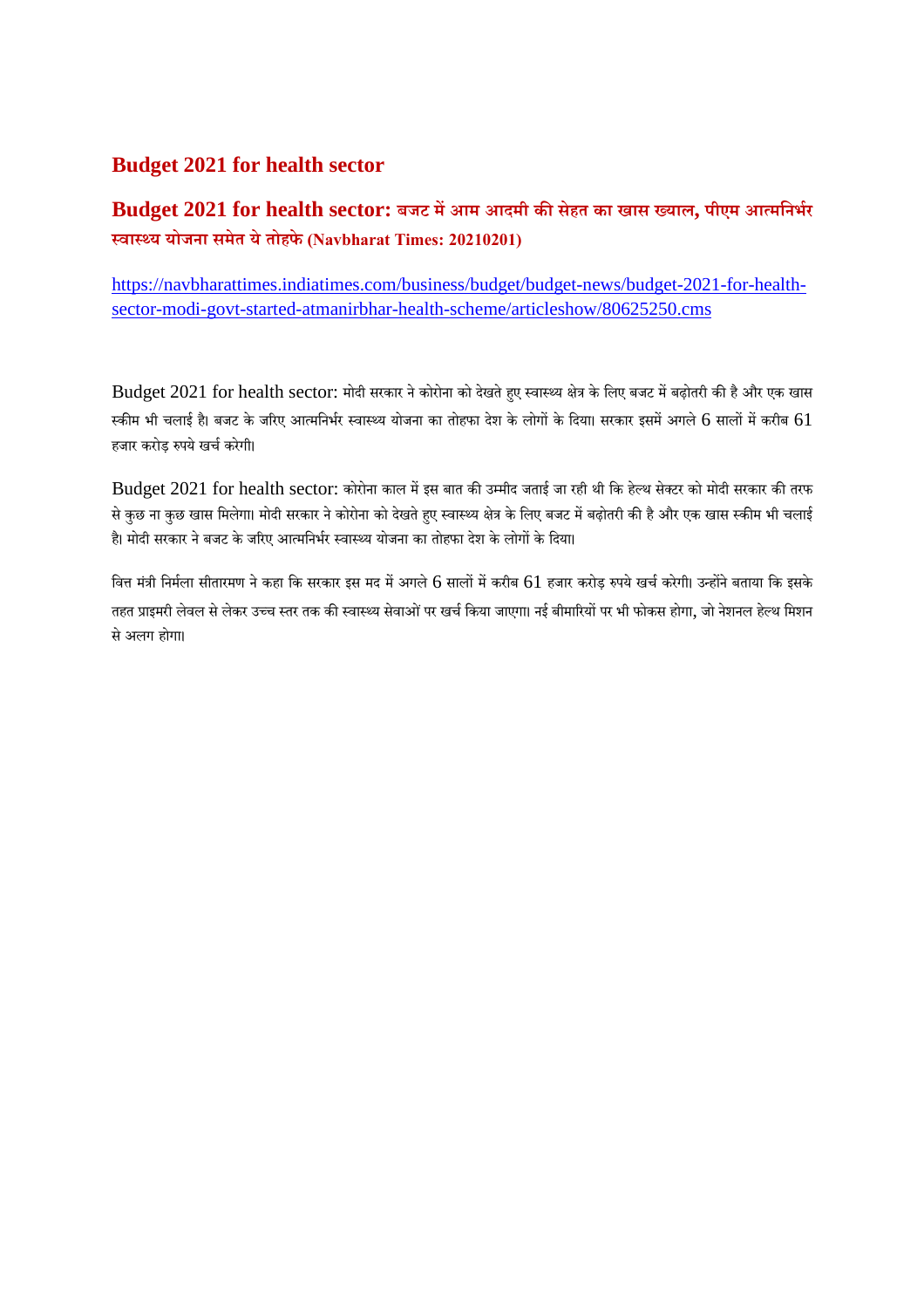## Budget 2021 for health sector

### Budget 2021 for health sector: बजट में आम आदमी की सेहत का खास ख्याल, पीएम आत्मनिर्भर स्वास्थ्य योजना समेत ये तोहफे (Navbharat Times: 20210201)

https://navbharattimes.indiatimes.com/business/budget/budget-news/budget-2021-for-health-sector-modi-govt-started-atmanirbhar-health-scheme/articleshow/80625250.cms

Budget 2021 for health sector: मोदी सरकार ने कोरोना को देखते हुए स्वास्थ्य क्षेत्र के लिए बजट में बढ़ोतरी की है और एक खास स्कीम भी चलाई है। बजट के जरिए आत्मनिर्भर स्वास्थ्य योजना का तोहफा देश के लोगों के दिया। सरकार इसमें अगले 6 सालों में करीब 61 हजार करोड़ रुपये खर्च करेगी।

Budget 2021 for health sector: कोरोना काल में इस बात की उम्मीद जताई जा रही थी कि हेल्थ सेक्टर को मोदी सरकार की तरफ से कुछ ना कुछ खास मिलेगा। मोदी सरकार ने कोरोना को देखते हुए स्वास्थ्य क्षेत्र के लिए बजट में बढ़ोतरी की है और एक खास स्कीम भी चलाई है। मोदी सरकार ने बजट के जरिए आत्मनिर्भर स्वास्थ्य योजना का तोहफा देश के लोगों के दिया।

वित्त मंत्री निर्मला सीतारमण ने कहा कि सरकार इस मद में अगले 6 सालों में करीब 61 हजार करोड़ रुपये खर्च करेगी। उन्होंने बताया कि इसके तहत प्राइमरी लेवल से लेकर उच्च स्तर तक की स्वास्थ्य सेवाओं पर खर्च किया जाएगा। नई बीमारियों पर भी फोकस होगा, जो नेशनल हेल्थ मिशन से अलग होगा।